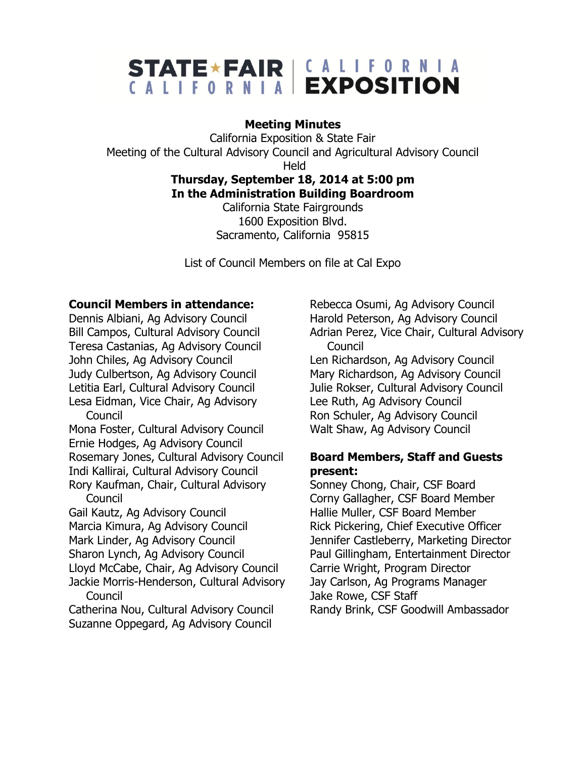# STATE ★ FAIR CALIFORNIA | CALIFORNIA EXPOSITION

**Meeting Minutes**
California Exposition & State Fair
Meeting of the Cultural Advisory Council and Agricultural Advisory Council
Held
**Thursday, September 18, 2014 at 5:00 pm**
**In the Administration Building Boardroom**
California State Fairgrounds
1600 Exposition Blvd.
Sacramento, California 95815

List of Council Members on file at Cal Expo

**Council Members in attendance:**
Dennis Albiani, Ag Advisory Council
Bill Campos, Cultural Advisory Council
Teresa Castanias, Ag Advisory Council
John Chiles, Ag Advisory Council
Judy Culbertson, Ag Advisory Council
Letitia Earl, Cultural Advisory Council
Lesa Eidman, Vice Chair, Ag Advisory Council
Mona Foster, Cultural Advisory Council
Ernie Hodges, Ag Advisory Council
Rosemary Jones, Cultural Advisory Council
Indi Kallirai, Cultural Advisory Council
Rory Kaufman, Chair, Cultural Advisory Council
Gail Kautz, Ag Advisory Council
Marcia Kimura, Ag Advisory Council
Mark Linder, Ag Advisory Council
Sharon Lynch, Ag Advisory Council
Lloyd McCabe, Chair, Ag Advisory Council
Jackie Morris-Henderson, Cultural Advisory Council
Catherina Nou, Cultural Advisory Council
Suzanne Oppegard, Ag Advisory Council
Rebecca Osumi, Ag Advisory Council
Harold Peterson, Ag Advisory Council
Adrian Perez, Vice Chair, Cultural Advisory Council
Len Richardson, Ag Advisory Council
Mary Richardson, Ag Advisory Council
Julie Rokser, Cultural Advisory Council
Lee Ruth, Ag Advisory Council
Ron Schuler, Ag Advisory Council
Walt Shaw, Ag Advisory Council

**Board Members, Staff and Guests present:**
Sonney Chong, Chair, CSF Board
Corny Gallagher, CSF Board Member
Hallie Muller, CSF Board Member
Rick Pickering, Chief Executive Officer
Jennifer Castleberry, Marketing Director
Paul Gillingham, Entertainment Director
Carrie Wright, Program Director
Jay Carlson, Ag Programs Manager
Jake Rowe, CSF Staff
Randy Brink, CSF Goodwill Ambassador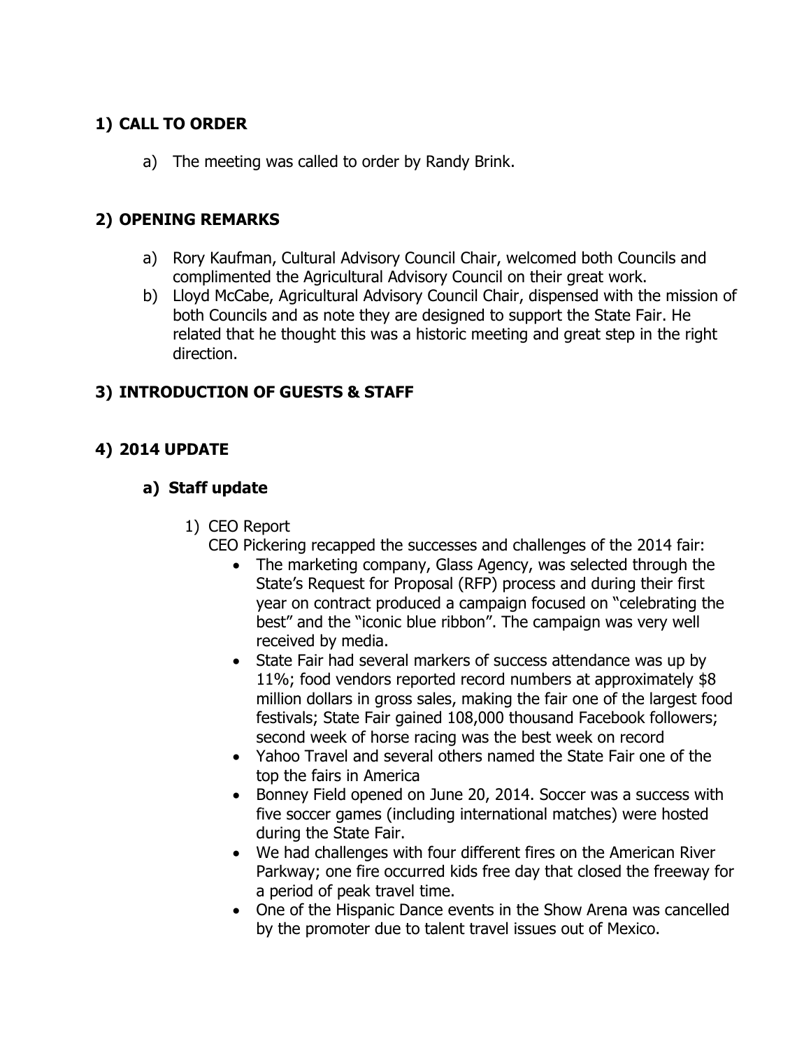## 1) CALL TO ORDER

a) The meeting was called to order by Randy Brink.

## 2) OPENING REMARKS

a) Rory Kaufman, Cultural Advisory Council Chair, welcomed both Councils and complimented the Agricultural Advisory Council on their great work.
b) Lloyd McCabe, Agricultural Advisory Council Chair, dispensed with the mission of both Councils and as note they are designed to support the State Fair. He related that he thought this was a historic meeting and great step in the right direction.

## 3) INTRODUCTION OF GUESTS & STAFF

## 4) 2014 UPDATE

### a) Staff update

1) CEO Report
   CEO Pickering recapped the successes and challenges of the 2014 fair:
   - The marketing company, Glass Agency, was selected through the State's Request for Proposal (RFP) process and during their first year on contract produced a campaign focused on "celebrating the best" and the "iconic blue ribbon". The campaign was very well received by media.
   - State Fair had several markers of success attendance was up by 11%; food vendors reported record numbers at approximately $8 million dollars in gross sales, making the fair one of the largest food festivals; State Fair gained 108,000 thousand Facebook followers; second week of horse racing was the best week on record
   - Yahoo Travel and several others named the State Fair one of the top the fairs in America
   - Bonney Field opened on June 20, 2014. Soccer was a success with five soccer games (including international matches) were hosted during the State Fair.
   - We had challenges with four different fires on the American River Parkway; one fire occurred kids free day that closed the freeway for a period of peak travel time.
   - One of the Hispanic Dance events in the Show Arena was cancelled by the promoter due to talent travel issues out of Mexico.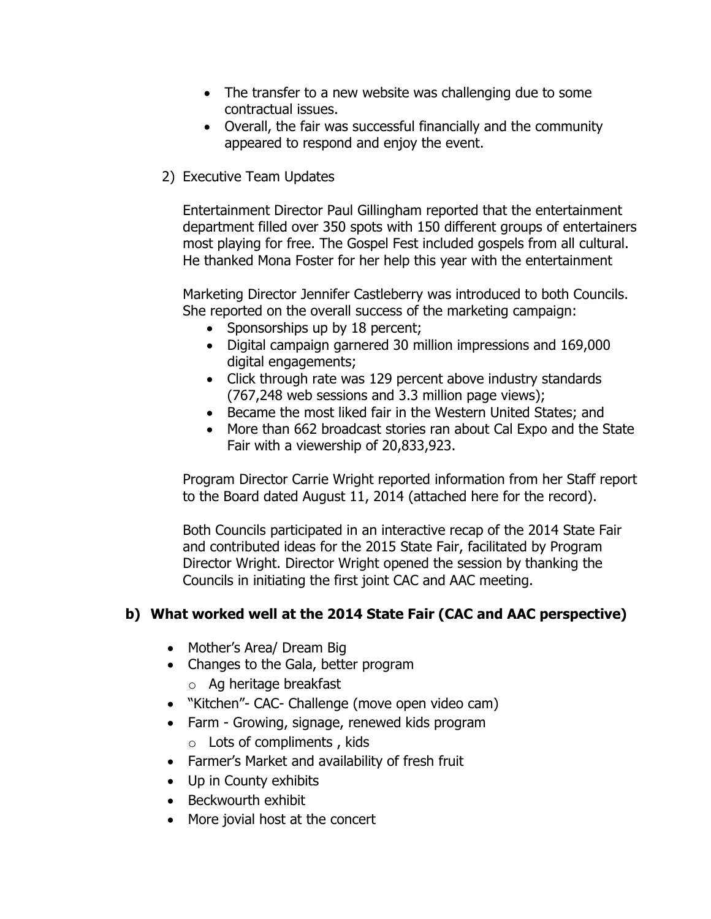- The transfer to a new website was challenging due to some contractual issues.
- Overall, the fair was successful financially and the community appeared to respond and enjoy the event.

2) Executive Team Updates

Entertainment Director Paul Gillingham reported that the entertainment department filled over 350 spots with 150 different groups of entertainers most playing for free. The Gospel Fest included gospels from all cultural. He thanked Mona Foster for her help this year with the entertainment

Marketing Director Jennifer Castleberry was introduced to both Councils. She reported on the overall success of the marketing campaign:

- Sponsorships up by 18 percent;
- Digital campaign garnered 30 million impressions and 169,000 digital engagements;
- Click through rate was 129 percent above industry standards (767,248 web sessions and 3.3 million page views);
- Became the most liked fair in the Western United States; and
- More than 662 broadcast stories ran about Cal Expo and the State Fair with a viewership of 20,833,923.

Program Director Carrie Wright reported information from her Staff report to the Board dated August 11, 2014 (attached here for the record).

Both Councils participated in an interactive recap of the 2014 State Fair and contributed ideas for the 2015 State Fair, facilitated by Program Director Wright. Director Wright opened the session by thanking the Councils in initiating the first joint CAC and AAC meeting.

### b) What worked well at the 2014 State Fair (CAC and AAC perspective)

- Mother's Area/ Dream Big
- Changes to the Gala, better program
  - Ag heritage breakfast
- "Kitchen"- CAC- Challenge (move open video cam)
- Farm - Growing, signage, renewed kids program
  - Lots of compliments , kids
- Farmer's Market and availability of fresh fruit
- Up in County exhibits
- Beckwourth exhibit
- More jovial host at the concert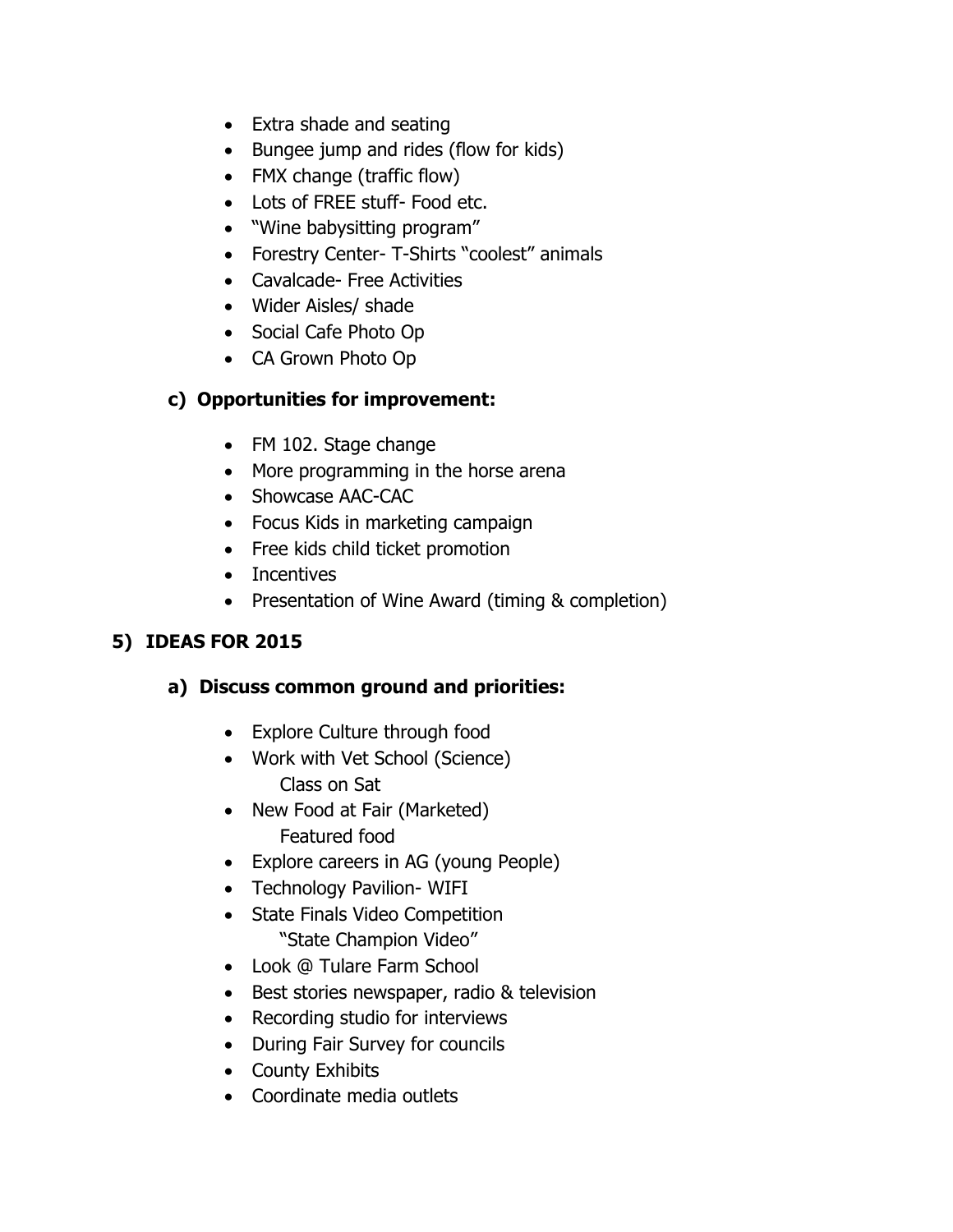- Extra shade and seating
- Bungee jump and rides (flow for kids)
- FMX change (traffic flow)
- Lots of FREE stuff- Food etc.
- "Wine babysitting program"
- Forestry Center- T-Shirts "coolest" animals
- Cavalcade- Free Activities
- Wider Aisles/ shade
- Social Cafe Photo Op
- CA Grown Photo Op

### c) Opportunities for improvement:

- FM 102. Stage change
- More programming in the horse arena
- Showcase AAC-CAC
- Focus Kids in marketing campaign
- Free kids child ticket promotion
- Incentives
- Presentation of Wine Award (timing & completion)

## 5) IDEAS FOR 2015

### a) Discuss common ground and priorities:

- Explore Culture through food
- Work with Vet School (Science)
  Class on Sat
- New Food at Fair (Marketed)
  Featured food
- Explore careers in AG (young People)
- Technology Pavilion- WIFI
- State Finals Video Competition
  "State Champion Video"
- Look @ Tulare Farm School
- Best stories newspaper, radio & television
- Recording studio for interviews
- During Fair Survey for councils
- County Exhibits
- Coordinate media outlets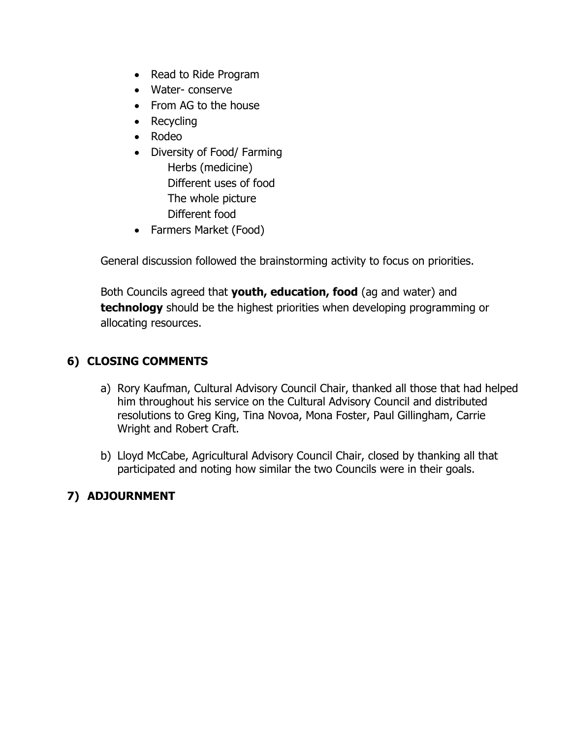- Read to Ride Program
- Water- conserve
- From AG to the house
- Recycling
- Rodeo
- Diversity of Food/ Farming
  - Herbs (medicine)
  - Different uses of food
  - The whole picture
  - Different food
- Farmers Market (Food)

General discussion followed the brainstorming activity to focus on priorities.

Both Councils agreed that **youth, education, food** (ag and water) and **technology** should be the highest priorities when developing programming or allocating resources.

## 6) CLOSING COMMENTS

a) Rory Kaufman, Cultural Advisory Council Chair, thanked all those that had helped him throughout his service on the Cultural Advisory Council and distributed resolutions to Greg King, Tina Novoa, Mona Foster, Paul Gillingham, Carrie Wright and Robert Craft.

b) Lloyd McCabe, Agricultural Advisory Council Chair, closed by thanking all that participated and noting how similar the two Councils were in their goals.

## 7) ADJOURNMENT